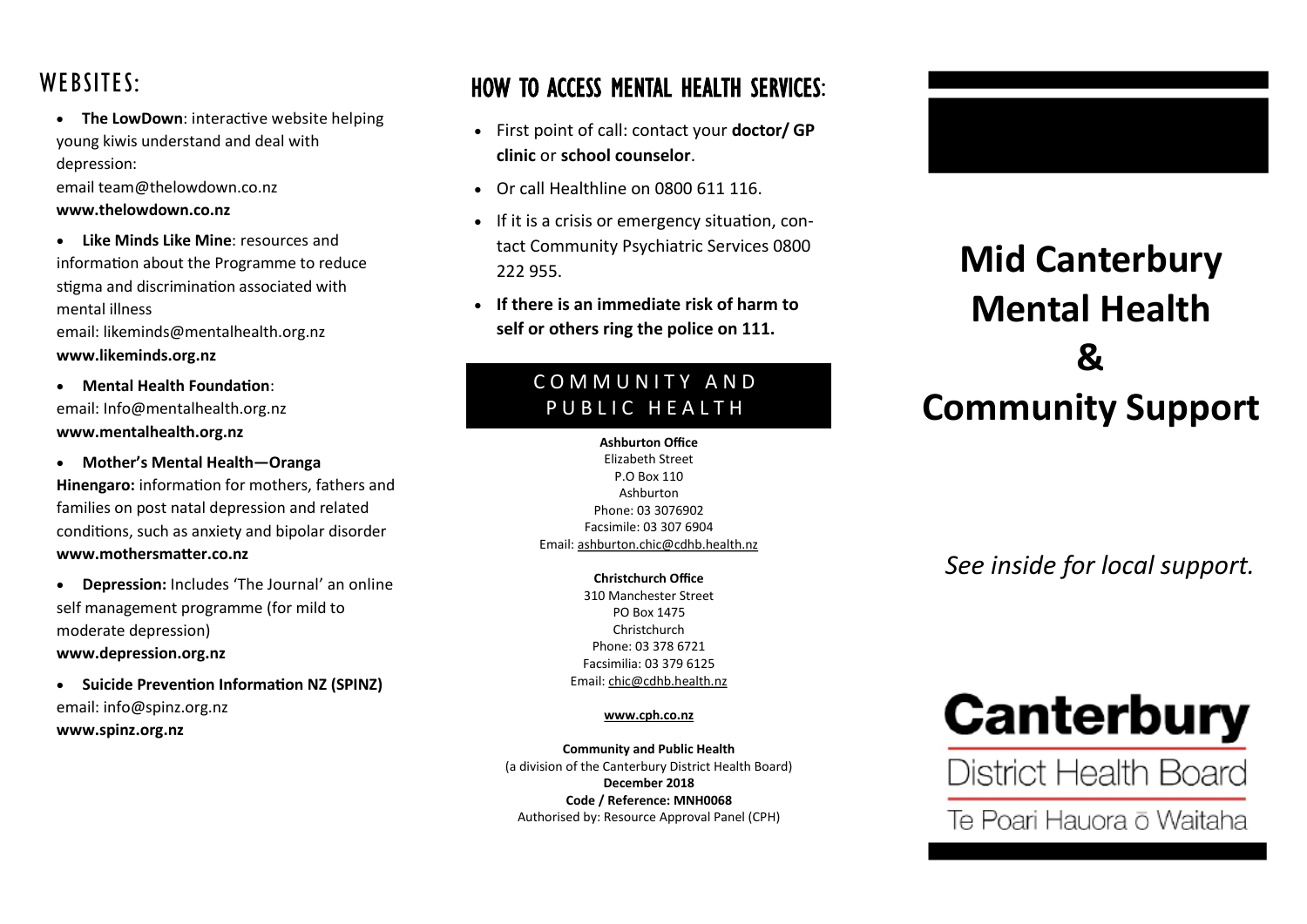## WEBSITES:

- **The LowDown**: interactive website helping young kiwis understand and deal with depression:
  email team@thelowdown.co.nz
  **www.thelowdown.co.nz**
- **Like Minds Like Mine**: resources and information about the Programme to reduce stigma and discrimination associated with mental illness
  email: likeminds@mentalhealth.org.nz
  **www.likeminds.org.nz**
- **Mental Health Foundation**:
  email: Info@mentalhealth.org.nz
  **www.mentalhealth.org.nz**
- **Mother's Mental Health—Oranga Hinengaro:** information for mothers, fathers and families on post natal depression and related conditions, such as anxiety and bipolar disorder
  **www.mothersmatter.co.nz**
- **Depression:** Includes 'The Journal' an online self management programme (for mild to moderate depression)
  **www.depression.org.nz**
- **Suicide Prevention Information NZ (SPINZ)**
  email: info@spinz.org.nz
  **www.spinz.org.nz**

## HOW TO ACCESS MENTAL HEALTH SERVICES:

- First point of call: contact your **doctor/ GP clinic** or **school counselor**.
- Or call Healthline on 0800 611 116.
- If it is a crisis or emergency situation, contact Community Psychiatric Services 0800 222 955.
- **If there is an immediate risk of harm to self or others ring the police on 111.**

## COMMUNITY AND PUBLIC HEALTH

**Ashburton Office**
Elizabeth Street
P.O Box 110
Ashburton
Phone: 03 3076902
Facsimile: 03 307 6904
Email: ashburton.chic@cdhb.health.nz

**Christchurch Office**
310 Manchester Street
PO Box 1475
Christchurch
Phone: 03 378 6721
Facsimilia: 03 379 6125
Email: chic@cdhb.health.nz

**www.cph.co.nz**

**Community and Public Health**
(a division of the Canterbury District Health Board)
**December 2018**
**Code / Reference: MNH0068**
Authorised by: Resource Approval Panel (CPH)

# Mid Canterbury Mental Health & Community Support

*See inside for local support.*

Canterbury
District Health Board
Te Poari Hauora ō Waitaha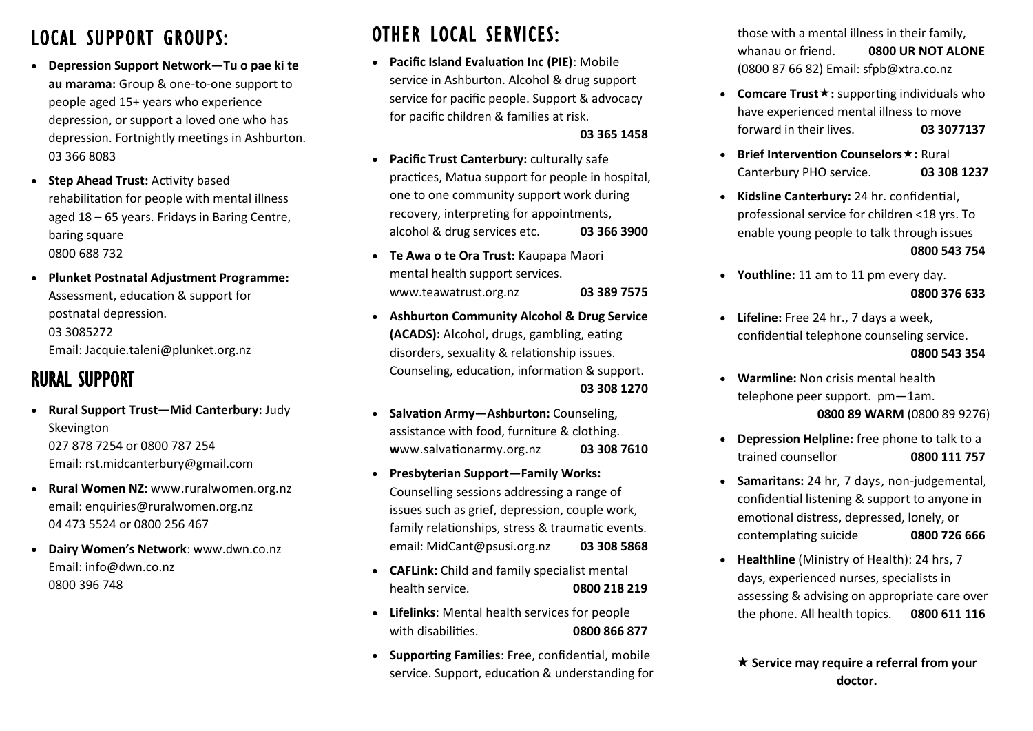## LOCAL SUPPORT GROUPS:

- **Depression Support Network—Tu o pae ki te au marama:** Group & one-to-one support to people aged 15+ years who experience depression, or support a loved one who has depression. Fortnightly meetings in Ashburton. 03 366 8083
- **Step Ahead Trust:** Activity based rehabilitation for people with mental illness aged 18 – 65 years. Fridays in Baring Centre, baring square 0800 688 732
- **Plunket Postnatal Adjustment Programme:** Assessment, education & support for postnatal depression. 03 3085272 Email: Jacquie.taleni@plunket.org.nz

## RURAL SUPPORT

- **Rural Support Trust—Mid Canterbury:** Judy Skevington 027 878 7254 or 0800 787 254 Email: rst.midcanterbury@gmail.com
- **Rural Women NZ:** www.ruralwomen.org.nz email: enquiries@ruralwomen.org.nz 04 473 5524 or 0800 256 467
- **Dairy Women's Network**: www.dwn.co.nz Email: info@dwn.co.nz 0800 396 748

## OTHER LOCAL SERVICES:

- **Pacific Island Evaluation Inc (PIE)**: Mobile service in Ashburton. Alcohol & drug support service for pacific people. Support & advocacy for pacific children & families at risk. **03 365 1458**
- **Pacific Trust Canterbury:** culturally safe practices, Matua support for people in hospital, one to one community support work during recovery, interpreting for appointments, alcohol & drug services etc. **03 366 3900**
- **Te Awa o te Ora Trust:** Kaupapa Maori mental health support services. www.teawatrust.org.nz **03 389 7575**
- **Ashburton Community Alcohol & Drug Service (ACADS):** Alcohol, drugs, gambling, eating disorders, sexuality & relationship issues. Counseling, education, information & support. **03 308 1270**
- **Salvation Army—Ashburton:** Counseling, assistance with food, furniture & clothing. **w**ww.salvationarmy.org.nz **03 308 7610**
- **Presbyterian Support—Family Works:** Counselling sessions addressing a range of issues such as grief, depression, couple work, family relationships, stress & traumatic events. email: MidCant@psusi.org.nz **03 308 5868**
- **CAFLink:** Child and family specialist mental health service. **0800 218 219**
- **Lifelinks**: Mental health services for people with disabilities. **0800 866 877**
- **Supporting Families**: Free, confidential, mobile service. Support, education & understanding for those with a mental illness in their family, whanau or friend. **0800 UR NOT ALONE** (0800 87 66 82) Email: sfpb@xtra.co.nz
- **Comcare Trust★:** supporting individuals who have experienced mental illness to move forward in their lives. **03 3077137**
- **Brief Intervention Counselors★:** Rural Canterbury PHO service. **03 308 1237**
- **Kidsline Canterbury:** 24 hr. confidential, professional service for children <18 yrs. To enable young people to talk through issues **0800 543 754**
- **Youthline:** 11 am to 11 pm every day. **0800 376 633**
- **Lifeline:** Free 24 hr., 7 days a week, confidential telephone counseling service. **0800 543 354**
- **Warmline:** Non crisis mental health telephone peer support. pm—1am. **0800 89 WARM** (0800 89 9276)
- **Depression Helpline:** free phone to talk to a trained counsellor **0800 111 757**
- **Samaritans:** 24 hr, 7 days, non-judgemental, confidential listening & support to anyone in emotional distress, depressed, lonely, or contemplating suicide **0800 726 666**
- **Healthline** (Ministry of Health): 24 hrs, 7 days, experienced nurses, specialists in assessing & advising on appropriate care over the phone. All health topics. **0800 611 116**

**★ Service may require a referral from your doctor.**